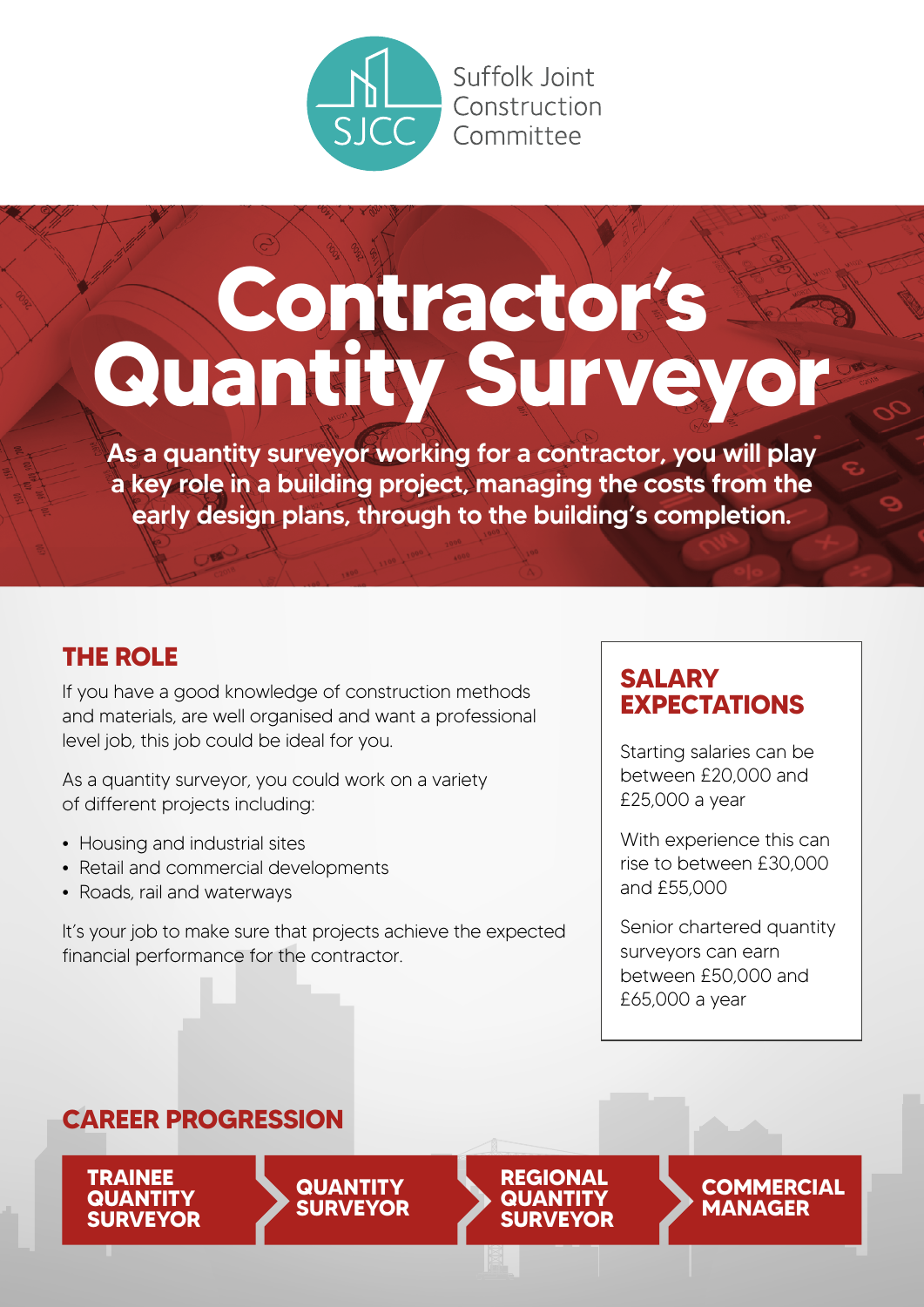Suffolk Joint Construction Committee

# Contractor's Quantity Surveyor

**As a quantity surveyor working for a contractor, you will play a key role in a building project, managing the costs from the early design plans, through to the building's completion.**

## THE ROLE

If you have a good knowledge of construction methods and materials, are well organised and want a professional level job, this job could be ideal for you.

As a quantity surveyor, you could work on a variety of different projects including:

- Housing and industrial sites
- Retail and commercial developments
- Roads, rail and waterways

It's your job to make sure that projects achieve the expected financial performance for the contractor.

## SALARY EXPECTATIONS

Starting salaries can be between £20,000 and £25,000 a year

With experience this can rise to between £30,000 and £55,000

Senior chartered quantity surveyors can earn between £50,000 and £65,000 a year

## CAREER PROGRESSION

**TRAINEE QUANTITY SURVEYOR** → **QUANTITY SURVEYOR** → **REGIONAL QUANTITY SURVEYOR** → **COMMERCIAL MANAGER**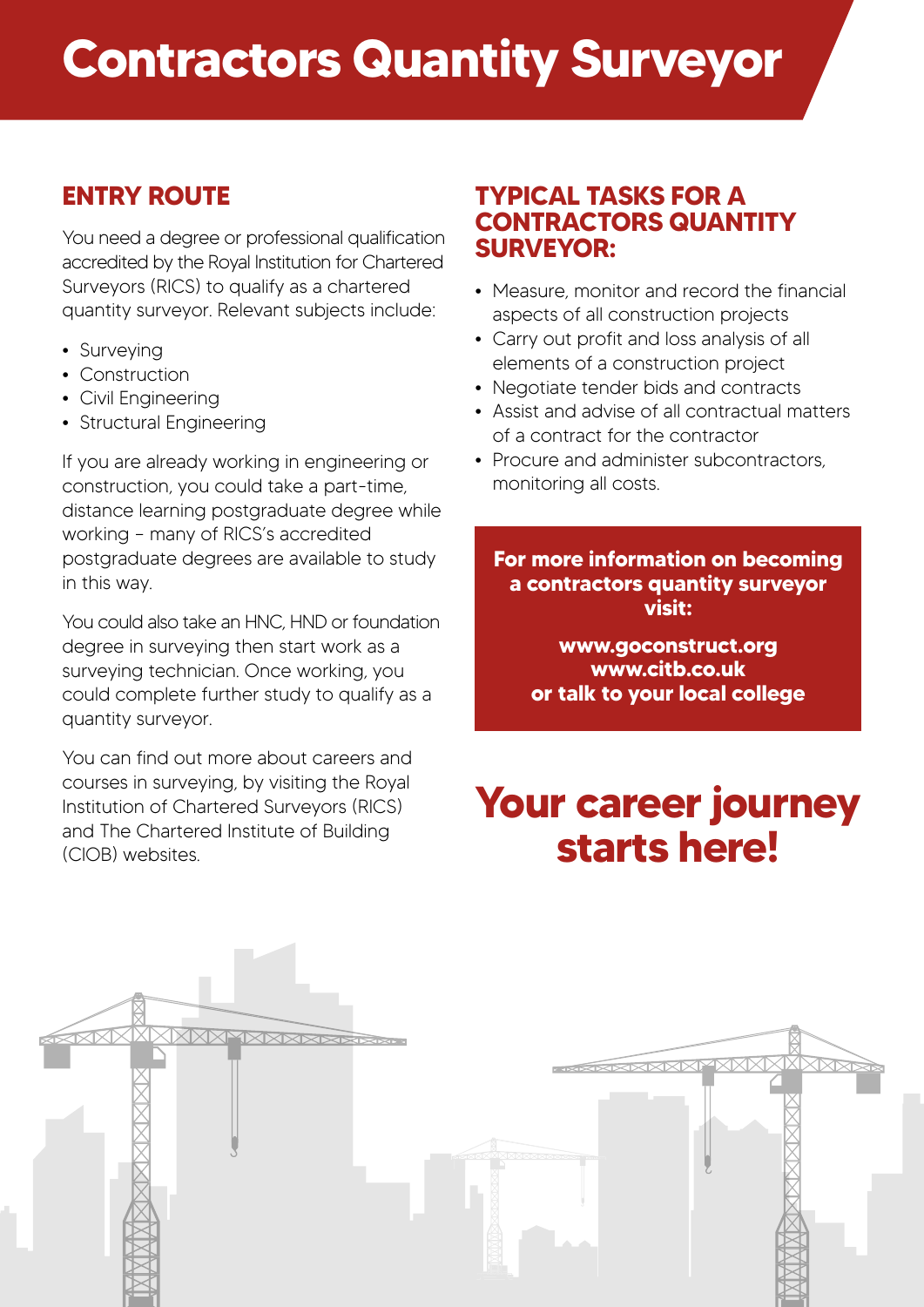# Contractors Quantity Surveyor

## ENTRY ROUTE

You need a degree or professional qualification accredited by the Royal Institution for Chartered Surveyors (RICS) to qualify as a chartered quantity surveyor. Relevant subjects include:

- Surveying
- Construction
- Civil Engineering
- Structural Engineering

If you are already working in engineering or construction, you could take a part-time, distance learning postgraduate degree while working – many of RICS's accredited postgraduate degrees are available to study in this way.

You could also take an HNC, HND or foundation degree in surveying then start work as a surveying technician. Once working, you could complete further study to qualify as a quantity surveyor.

You can find out more about careers and courses in surveying, by visiting the Royal Institution of Chartered Surveyors (RICS) and The Chartered Institute of Building (CIOB) websites.

## TYPICAL TASKS FOR A CONTRACTORS QUANTITY SURVEYOR:

- Measure, monitor and record the financial aspects of all construction projects
- Carry out profit and loss analysis of all elements of a construction project
- Negotiate tender bids and contracts
- Assist and advise of all contractual matters of a contract for the contractor
- Procure and administer subcontractors, monitoring all costs.

**For more information on becoming a contractors quantity surveyor visit:**

**www.goconstruct.org**
**www.citb.co.uk**
**or talk to your local college**

# Your career journey starts here!